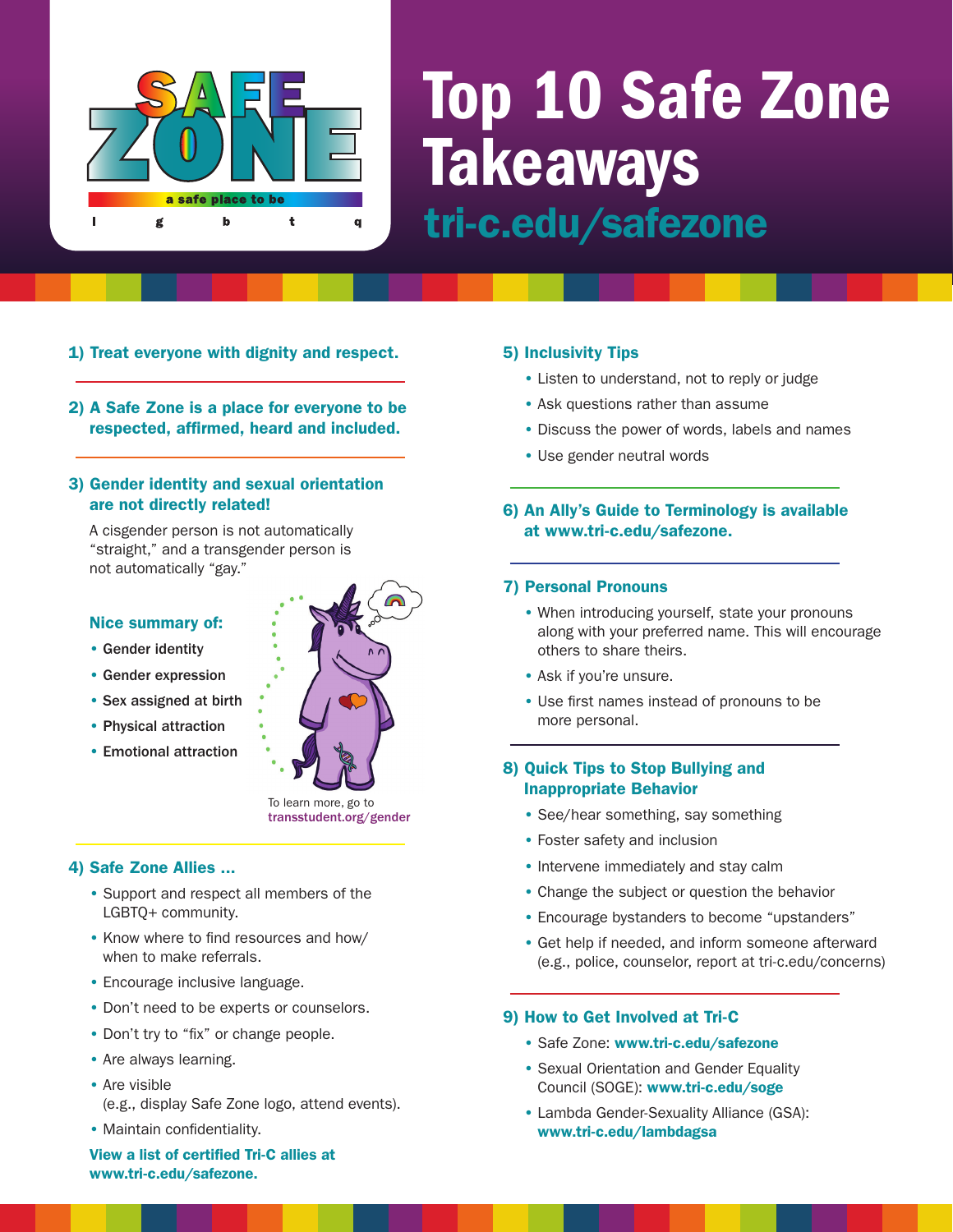# Top 10 Safe Zone Takeaways

## tri-c.edu/safezone

SAFE ZONE — a safe place to be — l g b t q

### 1) Treat everyone with dignity and respect.

### 2) A Safe Zone is a place for everyone to be respected, affirmed, heard and included.

### 3) Gender identity and sexual orientation are not directly related!

A cisgender person is not automatically "straight," and a transgender person is not automatically "gay."

**Nice summary of:**

- **Gender identity**
- **Gender expression**
- **Sex assigned at birth**
- **Physical attraction**
- **Emotional attraction**

To learn more, go to **transstudent.org/gender**

### 4) Safe Zone Allies ...

- Support and respect all members of the LGBTQ+ community.
- Know where to find resources and how/when to make referrals.
- Encourage inclusive language.
- Don't need to be experts or counselors.
- Don't try to "fix" or change people.
- Are always learning.
- Are visible (e.g., display Safe Zone logo, attend events).
- Maintain confidentiality.

**View a list of certified Tri-C allies at www.tri-c.edu/safezone.**

### 5) Inclusivity Tips

- Listen to understand, not to reply or judge
- Ask questions rather than assume
- Discuss the power of words, labels and names
- Use gender neutral words

### 6) An Ally's Guide to Terminology is available at www.tri-c.edu/safezone.

### 7) Personal Pronouns

- When introducing yourself, state your pronouns along with your preferred name. This will encourage others to share theirs.
- Ask if you're unsure.
- Use first names instead of pronouns to be more personal.

### 8) Quick Tips to Stop Bullying and Inappropriate Behavior

- See/hear something, say something
- Foster safety and inclusion
- Intervene immediately and stay calm
- Change the subject or question the behavior
- Encourage bystanders to become "upstanders"
- Get help if needed, and inform someone afterward (e.g., police, counselor, report at tri-c.edu/concerns)

### 9) How to Get Involved at Tri-C

- Safe Zone: **www.tri-c.edu/safezone**
- Sexual Orientation and Gender Equality Council (SOGE): **www.tri-c.edu/soge**
- Lambda Gender-Sexuality Alliance (GSA): **www.tri-c.edu/lambdagsa**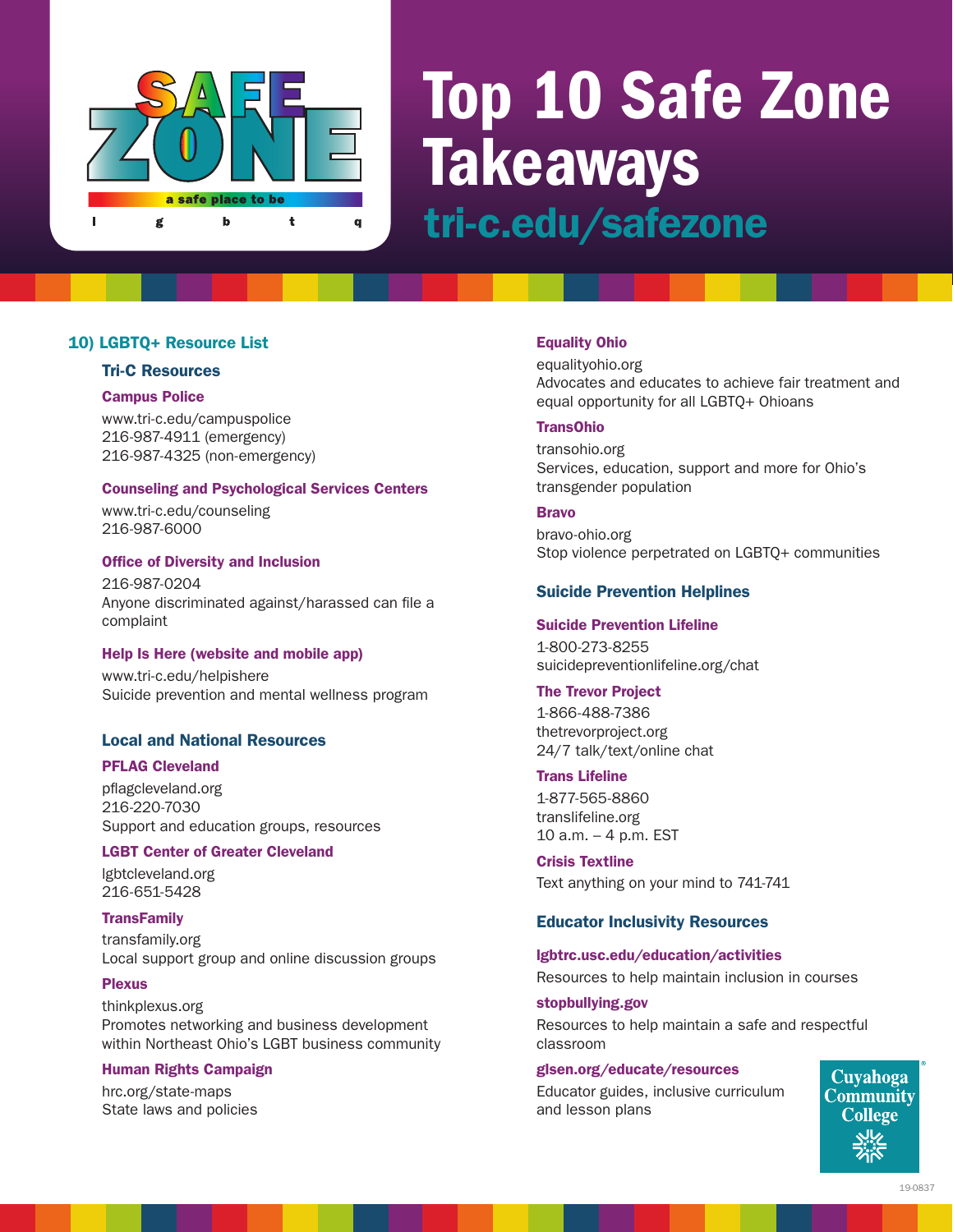SAFE ZONE

a safe place to be

l g b t q

# Top 10 Safe Zone Takeaways

## tri-c.edu/safezone

## 10) LGBTQ+ Resource List

### Tri-C Resources

**Campus Police**

www.tri-c.edu/campuspolice
216-987-4911 (emergency)
216-987-4325 (non-emergency)

**Counseling and Psychological Services Centers**

www.tri-c.edu/counseling
216-987-6000

**Office of Diversity and Inclusion**

216-987-0204
Anyone discriminated against/harassed can file a complaint

**Help Is Here (website and mobile app)**

www.tri-c.edu/helpishere
Suicide prevention and mental wellness program

### Local and National Resources

**PFLAG Cleveland**

pflagcleveland.org
216-220-7030
Support and education groups, resources

**LGBT Center of Greater Cleveland**

lgbtcleveland.org
216-651-5428

**TransFamily**

transfamily.org
Local support group and online discussion groups

**Plexus**

thinkplexus.org
Promotes networking and business development within Northeast Ohio's LGBT business community

**Human Rights Campaign**

hrc.org/state-maps
State laws and policies

**Equality Ohio**

equalityohio.org
Advocates and educates to achieve fair treatment and equal opportunity for all LGBTQ+ Ohioans

**TransOhio**

transohio.org
Services, education, support and more for Ohio's transgender population

**Bravo**

bravo-ohio.org
Stop violence perpetrated on LGBTQ+ communities

### Suicide Prevention Helplines

**Suicide Prevention Lifeline**

1-800-273-8255
suicidepreventionlifeline.org/chat

**The Trevor Project**

1-866-488-7386
thetrevorproject.org
24/7 talk/text/online chat

**Trans Lifeline**

1-877-565-8860
translifeline.org
10 a.m. – 4 p.m. EST

**Crisis Textline**

Text anything on your mind to 741-741

### Educator Inclusivity Resources

**lgbtrc.usc.edu/education/activities**

Resources to help maintain inclusion in courses

**stopbullying.gov**

Resources to help maintain a safe and respectful classroom

**glsen.org/educate/resources**

Educator guides, inclusive curriculum and lesson plans

Cuyahoga Community College

19-0837